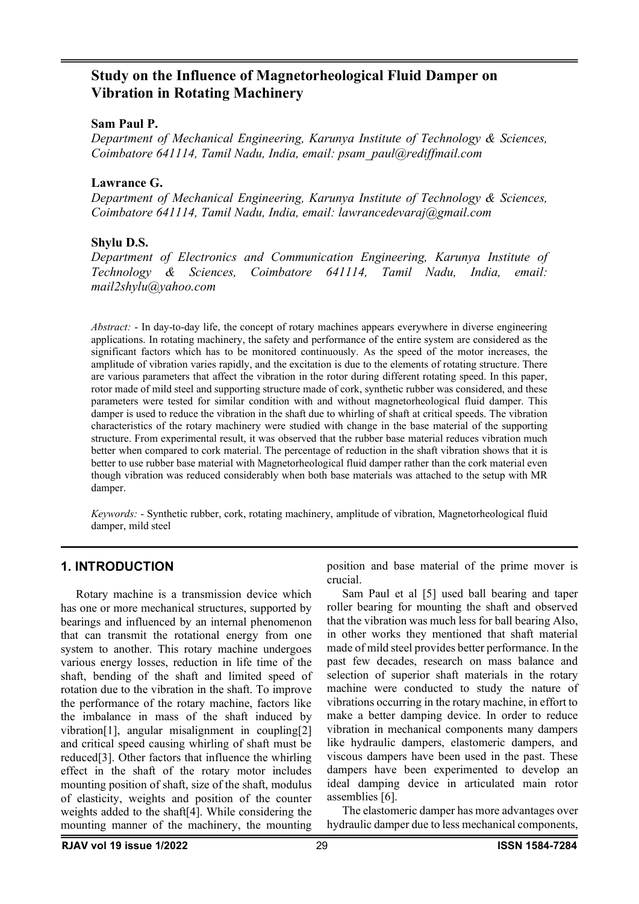# Study on the Influence of Magnetorheological Fluid Damper on Vibration in Rotating Machinery

**Sam Paul P.**

*Department of Mechanical Engineering, Karunya Institute of Technology & Sciences, Coimbatore 641114, Tamil Nadu, India, email: psam_paul@rediffmail.com*

**Lawrance G.**

*Department of Mechanical Engineering, Karunya Institute of Technology & Sciences, Coimbatore 641114, Tamil Nadu, India, email: lawrancedevaraj@gmail.com*

**Shylu D.S.**

*Department of Electronics and Communication Engineering, Karunya Institute of Technology & Sciences, Coimbatore 641114, Tamil Nadu, India, email: mail2shylu@yahoo.com*

*Abstract:* - In day-to-day life, the concept of rotary machines appears everywhere in diverse engineering applications. In rotating machinery, the safety and performance of the entire system are considered as the significant factors which has to be monitored continuously. As the speed of the motor increases, the amplitude of vibration varies rapidly, and the excitation is due to the elements of rotating structure. There are various parameters that affect the vibration in the rotor during different rotating speed. In this paper, rotor made of mild steel and supporting structure made of cork, synthetic rubber was considered, and these parameters were tested for similar condition with and without magnetorheological fluid damper. This damper is used to reduce the vibration in the shaft due to whirling of shaft at critical speeds. The vibration characteristics of the rotary machinery were studied with change in the base material of the supporting structure. From experimental result, it was observed that the rubber base material reduces vibration much better when compared to cork material. The percentage of reduction in the shaft vibration shows that it is better to use rubber base material with Magnetorheological fluid damper rather than the cork material even though vibration was reduced considerably when both base materials was attached to the setup with MR damper.

*Keywords:* - Synthetic rubber, cork, rotating machinery, amplitude of vibration, Magnetorheological fluid damper, mild steel

## 1. INTRODUCTION

Rotary machine is a transmission device which has one or more mechanical structures, supported by bearings and influenced by an internal phenomenon that can transmit the rotational energy from one system to another. This rotary machine undergoes various energy losses, reduction in life time of the shaft, bending of the shaft and limited speed of rotation due to the vibration in the shaft. To improve the performance of the rotary machine, factors like the imbalance in mass of the shaft induced by vibration[1], angular misalignment in coupling[2] and critical speed causing whirling of shaft must be reduced[3]. Other factors that influence the whirling effect in the shaft of the rotary motor includes mounting position of shaft, size of the shaft, modulus of elasticity, weights and position of the counter weights added to the shaft[4]. While considering the mounting manner of the machinery, the mounting position and base material of the prime mover is crucial.

Sam Paul et al [5] used ball bearing and taper roller bearing for mounting the shaft and observed that the vibration was much less for ball bearing Also, in other works they mentioned that shaft material made of mild steel provides better performance. In the past few decades, research on mass balance and selection of superior shaft materials in the rotary machine were conducted to study the nature of vibrations occurring in the rotary machine, in effort to make a better damping device. In order to reduce vibration in mechanical components many dampers like hydraulic dampers, elastomeric dampers, and viscous dampers have been used in the past. These dampers have been experimented to develop an ideal damping device in articulated main rotor assemblies [6].

The elastomeric damper has more advantages over hydraulic damper due to less mechanical components,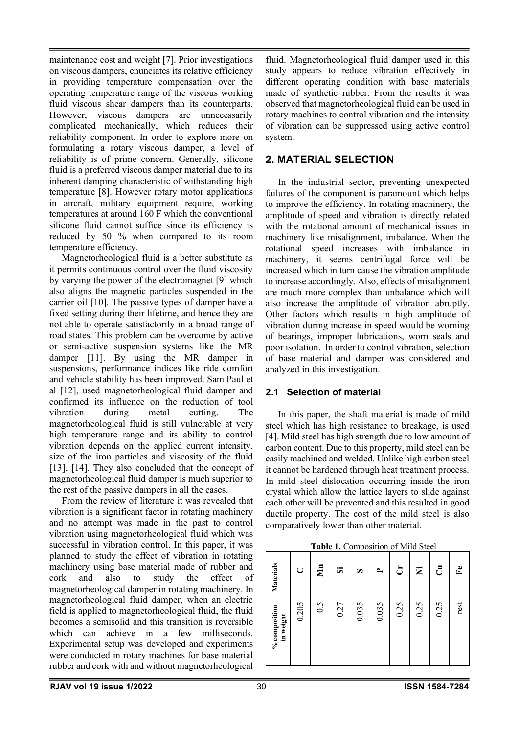maintenance cost and weight [7]. Prior investigations on viscous dampers, enunciates its relative efficiency in providing temperature compensation over the operating temperature range of the viscous working fluid viscous shear dampers than its counterparts. However, viscous dampers are unnecessarily complicated mechanically, which reduces their reliability component. In order to explore more on formulating a rotary viscous damper, a level of reliability is of prime concern. Generally, silicone fluid is a preferred viscous damper material due to its inherent damping characteristic of withstanding high temperature [8]. However rotary motor applications in aircraft, military equipment require, working temperatures at around 160 F which the conventional silicone fluid cannot suffice since its efficiency is reduced by 50 % when compared to its room temperature efficiency.

Magnetorheological fluid is a better substitute as it permits continuous control over the fluid viscosity by varying the power of the electromagnet [9] which also aligns the magnetic particles suspended in the carrier oil [10]. The passive types of damper have a fixed setting during their lifetime, and hence they are not able to operate satisfactorily in a broad range of road states. This problem can be overcome by active or semi-active suspension systems like the MR damper [11]. By using the MR damper in suspensions, performance indices like ride comfort and vehicle stability has been improved. Sam Paul et al [12], used magnetorheological fluid damper and confirmed its influence on the reduction of tool vibration during metal cutting. The magnetorheological fluid is still vulnerable at very high temperature range and its ability to control vibration depends on the applied current intensity, size of the iron particles and viscosity of the fluid [13], [14]. They also concluded that the concept of magnetorheological fluid damper is much superior to the rest of the passive dampers in all the cases.

From the review of literature it was revealed that vibration is a significant factor in rotating machinery and no attempt was made in the past to control vibration using magnetorheological fluid which was successful in vibration control. In this paper, it was planned to study the effect of vibration in rotating machinery using base material made of rubber and cork and also to study the effect of magnetorheological damper in rotating machinery. In magnetorheological fluid damper, when an electric field is applied to magnetorheological fluid, the fluid becomes a semisolid and this transition is reversible which can achieve in a few milliseconds. Experimental setup was developed and experiments were conducted in rotary machines for base material rubber and cork with and without magnetorheological fluid. Magnetorheological fluid damper used in this study appears to reduce vibration effectively in different operating condition with base materials made of synthetic rubber. From the results it was observed that magnetorheological fluid can be used in rotary machines to control vibration and the intensity of vibration can be suppressed using active control system.

## 2. MATERIAL SELECTION

In the industrial sector, preventing unexpected failures of the component is paramount which helps to improve the efficiency. In rotating machinery, the amplitude of speed and vibration is directly related with the rotational amount of mechanical issues in machinery like misalignment, imbalance. When the rotational speed increases with imbalance in machinery, it seems centrifugal force will be increased which in turn cause the vibration amplitude to increase accordingly. Also, effects of misalignment are much more complex than unbalance which will also increase the amplitude of vibration abruptly. Other factors which results in high amplitude of vibration during increase in speed would be worning of bearings, improper lubrications, worn seals and poor isolation. In order to control vibration, selection of base material and damper was considered and analyzed in this investigation.

### 2.1 Selection of material

In this paper, the shaft material is made of mild steel which has high resistance to breakage, is used [4]. Mild steel has high strength due to low amount of carbon content. Due to this property, mild steel can be easily machined and welded. Unlike high carbon steel it cannot be hardened through heat treatment process. In mild steel dislocation occurring inside the iron crystal which allow the lattice layers to slide against each other will be prevented and this resulted in good ductile property. The cost of the mild steel is also comparatively lower than other material.

**Table 1.** Composition of Mild Steel

| Materials | C | Mn | Si | S | P | Cr | Ni | Cu | Fe |
|---|---|---|---|---|---|---|---|---|---|
| % composition in weight | 0.205 | 0.5 | 0.27 | 0.035 | 0.035 | 0.25 | 0.25 | 0.25 | rest |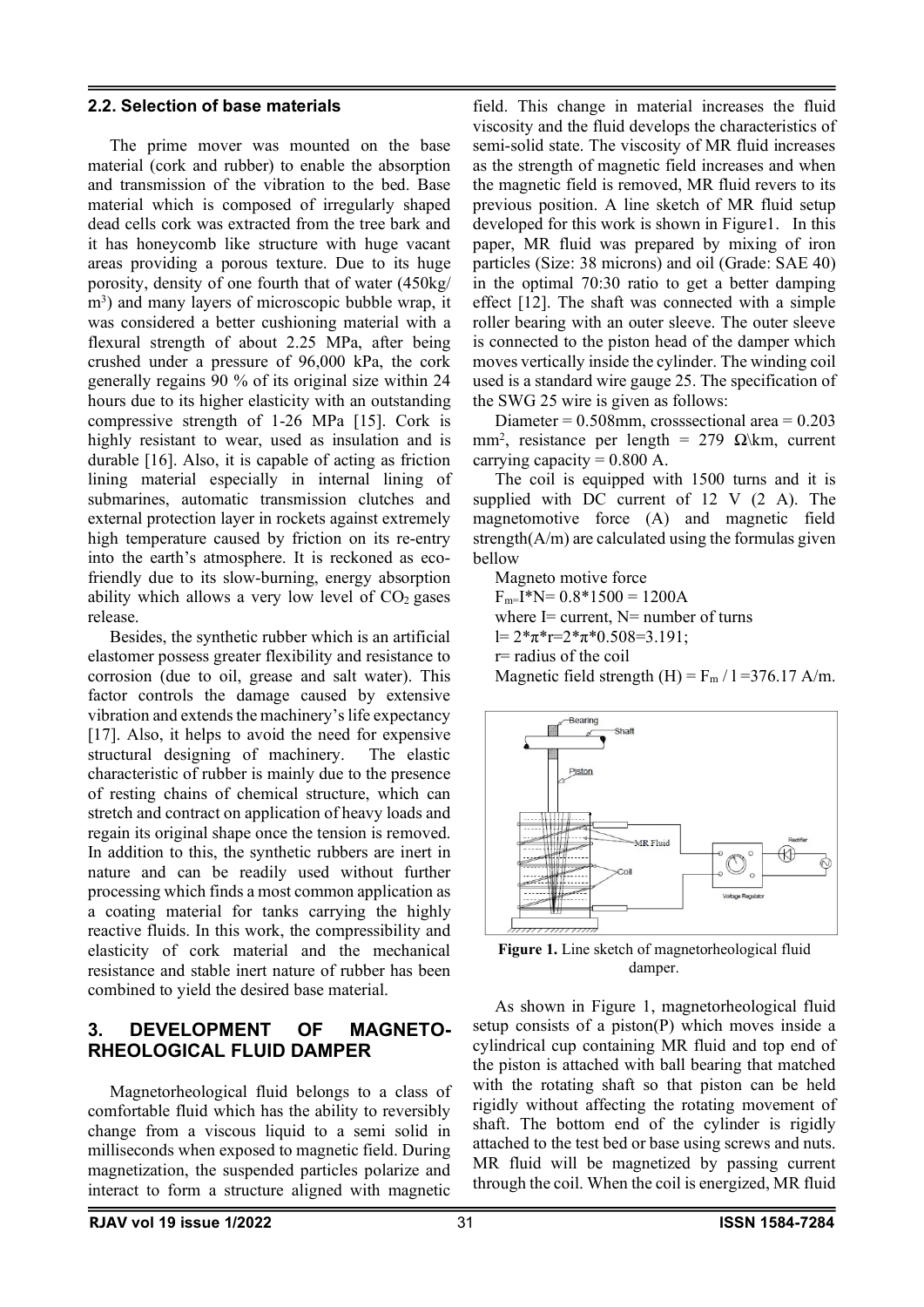### 2.2. Selection of base materials

The prime mover was mounted on the base material (cork and rubber) to enable the absorption and transmission of the vibration to the bed. Base material which is composed of irregularly shaped dead cells cork was extracted from the tree bark and it has honeycomb like structure with huge vacant areas providing a porous texture. Due to its huge porosity, density of one fourth that of water (450kg/ $m^3$) and many layers of microscopic bubble wrap, it was considered a better cushioning material with a flexural strength of about 2.25 MPa, after being crushed under a pressure of 96,000 kPa, the cork generally regains 90 % of its original size within 24 hours due to its higher elasticity with an outstanding compressive strength of 1-26 MPa [15]. Cork is highly resistant to wear, used as insulation and is durable [16]. Also, it is capable of acting as friction lining material especially in internal lining of submarines, automatic transmission clutches and external protection layer in rockets against extremely high temperature caused by friction on its re-entry into the earth's atmosphere. It is reckoned as eco-friendly due to its slow-burning, energy absorption ability which allows a very low level of $CO_2$ gases release.

Besides, the synthetic rubber which is an artificial elastomer possess greater flexibility and resistance to corrosion (due to oil, grease and salt water). This factor controls the damage caused by extensive vibration and extends the machinery's life expectancy [17]. Also, it helps to avoid the need for expensive structural designing of machinery. The elastic characteristic of rubber is mainly due to the presence of resting chains of chemical structure, which can stretch and contract on application of heavy loads and regain its original shape once the tension is removed. In addition to this, the synthetic rubbers are inert in nature and can be readily used without further processing which finds a most common application as a coating material for tanks carrying the highly reactive fluids. In this work, the compressibility and elasticity of cork material and the mechanical resistance and stable inert nature of rubber has been combined to yield the desired base material.

## 3. DEVELOPMENT OF MAGNETO-RHEOLOGICAL FLUID DAMPER

Magnetorheological fluid belongs to a class of comfortable fluid which has the ability to reversibly change from a viscous liquid to a semi solid in milliseconds when exposed to magnetic field. During magnetization, the suspended particles polarize and interact to form a structure aligned with magnetic field. This change in material increases the fluid viscosity and the fluid develops the characteristics of semi-solid state. The viscosity of MR fluid increases as the strength of magnetic field increases and when the magnetic field is removed, MR fluid revers to its previous position. A line sketch of MR fluid setup developed for this work is shown in Figure1. In this paper, MR fluid was prepared by mixing of iron particles (Size: 38 microns) and oil (Grade: SAE 40) in the optimal 70:30 ratio to get a better damping effect [12]. The shaft was connected with a simple roller bearing with an outer sleeve. The outer sleeve is connected to the piston head of the damper which moves vertically inside the cylinder. The winding coil used is a standard wire gauge 25. The specification of the SWG 25 wire is given as follows:

Diameter = 0.508mm, crosssectional area = 0.203 $mm^2$, resistance per length = 279 Ω\km, current carrying capacity = 0.800 A.

The coil is equipped with 1500 turns and it is supplied with DC current of 12 V (2 A). The magnetomotive force (A) and magnetic field strength(A/m) are calculated using the formulas given bellow

Magneto motive force

$F_m = I*N = 0.8*1500 = 1200A$

where I= current, N= number of turns

$l = 2*\pi*r = 2*\pi*0.508 = 3.191$;

r= radius of the coil

Magnetic field strength $(H) = F_m / l = 376.17$ A/m.

Figure 1. Line sketch of magnetorheological fluid damper.

As shown in Figure 1, magnetorheological fluid setup consists of a piston(P) which moves inside a cylindrical cup containing MR fluid and top end of the piston is attached with ball bearing that matched with the rotating shaft so that piston can be held rigidly without affecting the rotating movement of shaft. The bottom end of the cylinder is rigidly attached to the test bed or base using screws and nuts. MR fluid will be magnetized by passing current through the coil. When the coil is energized, MR fluid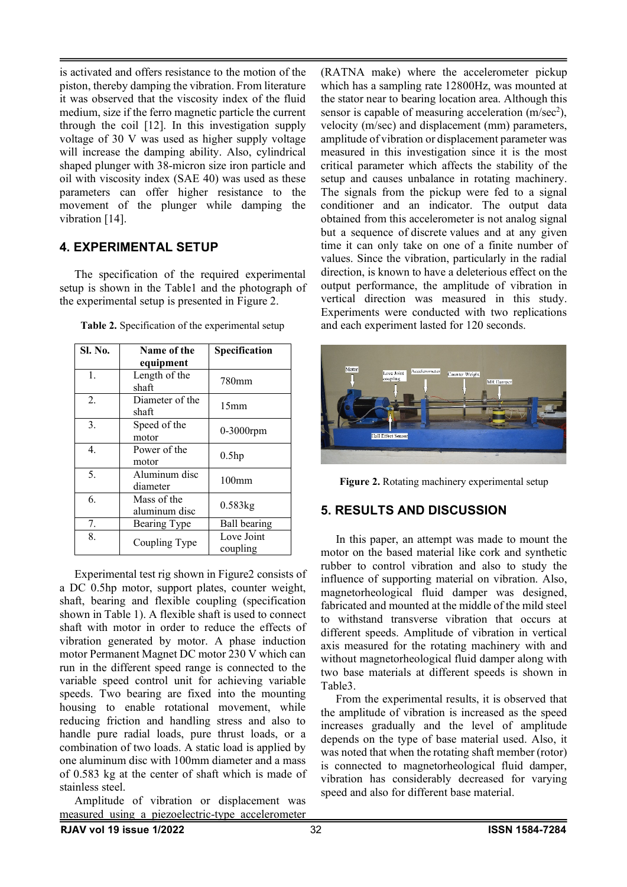is activated and offers resistance to the motion of the piston, thereby damping the vibration. From literature it was observed that the viscosity index of the fluid medium, size if the ferro magnetic particle the current through the coil [12]. In this investigation supply voltage of 30 V was used as higher supply voltage will increase the damping ability. Also, cylindrical shaped plunger with 38-micron size iron particle and oil with viscosity index (SAE 40) was used as these parameters can offer higher resistance to the movement of the plunger while damping the vibration [14].

## 4. EXPERIMENTAL SETUP

The specification of the required experimental setup is shown in the Table1 and the photograph of the experimental setup is presented in Figure 2.

**Table 2.** Specification of the experimental setup

| Sl. No. | Name of the equipment | Specification |
|---|---|---|
| 1. | Length of the shaft | 780mm |
| 2. | Diameter of the shaft | 15mm |
| 3. | Speed of the motor | 0-3000rpm |
| 4. | Power of the motor | 0.5hp |
| 5. | Aluminum disc diameter | 100mm |
| 6. | Mass of the aluminum disc | 0.583kg |
| 7. | Bearing Type | Ball bearing |
| 8. | Coupling Type | Love Joint coupling |

Experimental test rig shown in Figure2 consists of a DC 0.5hp motor, support plates, counter weight, shaft, bearing and flexible coupling (specification shown in Table 1). A flexible shaft is used to connect shaft with motor in order to reduce the effects of vibration generated by motor. A phase induction motor Permanent Magnet DC motor 230 V which can run in the different speed range is connected to the variable speed control unit for achieving variable speeds. Two bearing are fixed into the mounting housing to enable rotational movement, while reducing friction and handling stress and also to handle pure radial loads, pure thrust loads, or a combination of two loads. A static load is applied by one aluminum disc with 100mm diameter and a mass of 0.583 kg at the center of shaft which is made of stainless steel.

Amplitude of vibration or displacement was measured using a piezoelectric-type accelerometer (RATNA make) where the accelerometer pickup which has a sampling rate 12800Hz, was mounted at the stator near to bearing location area. Although this sensor is capable of measuring acceleration (m/sec$^2$), velocity (m/sec) and displacement (mm) parameters, amplitude of vibration or displacement parameter was measured in this investigation since it is the most critical parameter which affects the stability of the setup and causes unbalance in rotating machinery. The signals from the pickup were fed to a signal conditioner and an indicator. The output data obtained from this accelerometer is not analog signal but a sequence of discrete values and at any given time it can only take on one of a finite number of values. Since the vibration, particularly in the radial direction, is known to have a deleterious effect on the output performance, the amplitude of vibration in vertical direction was measured in this study. Experiments were conducted with two replications and each experiment lasted for 120 seconds.

**Figure 2.** Rotating machinery experimental setup

## 5. RESULTS AND DISCUSSION

In this paper, an attempt was made to mount the motor on the based material like cork and synthetic rubber to control vibration and also to study the influence of supporting material on vibration. Also, magnetorheological fluid damper was designed, fabricated and mounted at the middle of the mild steel to withstand transverse vibration that occurs at different speeds. Amplitude of vibration in vertical axis measured for the rotating machinery with and without magnetorheological fluid damper along with two base materials at different speeds is shown in Table3.

From the experimental results, it is observed that the amplitude of vibration is increased as the speed increases gradually and the level of amplitude depends on the type of base material used. Also, it was noted that when the rotating shaft member (rotor) is connected to magnetorheological fluid damper, vibration has considerably decreased for varying speed and also for different base material.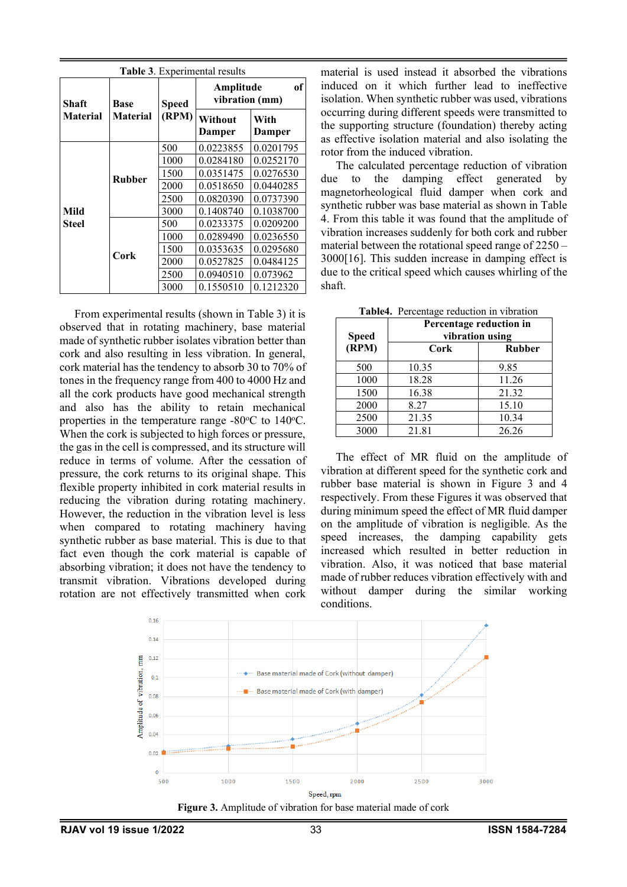Table 3. Experimental results

| Shaft Material | Base Material | Speed (RPM) | Amplitude of vibration (mm) | |
|---|---|---|---|---|
| | | | Without Damper | With Damper |
| Mild Steel | Rubber | 500 | 0.0223855 | 0.0201795 |
| | | 1000 | 0.0284180 | 0.0252170 |
| | | 1500 | 0.0351475 | 0.0276530 |
| | | 2000 | 0.0518650 | 0.0440285 |
| | | 2500 | 0.0820390 | 0.0737390 |
| | | 3000 | 0.1408740 | 0.1038700 |
| | Cork | 500 | 0.0233375 | 0.0209200 |
| | | 1000 | 0.0289490 | 0.0236550 |
| | | 1500 | 0.0353635 | 0.0295680 |
| | | 2000 | 0.0527825 | 0.0484125 |
| | | 2500 | 0.0940510 | 0.073962 |
| | | 3000 | 0.1550510 | 0.1212320 |

From experimental results (shown in Table 3) it is observed that in rotating machinery, base material made of synthetic rubber isolates vibration better than cork and also resulting in less vibration. In general, cork material has the tendency to absorb 30 to 70% of tones in the frequency range from 400 to 4000 Hz and all the cork products have good mechanical strength and also has the ability to retain mechanical properties in the temperature range -80°C to 140°C. When the cork is subjected to high forces or pressure, the gas in the cell is compressed, and its structure will reduce in terms of volume. After the cessation of pressure, the cork returns to its original shape. This flexible property inhibited in cork material results in reducing the vibration during rotating machinery. However, the reduction in the vibration level is less when compared to rotating machinery having synthetic rubber as base material. This is due to that fact even though the cork material is capable of absorbing vibration; it does not have the tendency to transmit vibration. Vibrations developed during rotation are not effectively transmitted when cork material is used instead it absorbed the vibrations induced on it which further lead to ineffective isolation. When synthetic rubber was used, vibrations occurring during different speeds were transmitted to the supporting structure (foundation) thereby acting as effective isolation material and also isolating the rotor from the induced vibration.

The calculated percentage reduction of vibration due to the damping effect generated by magnetorheological fluid damper when cork and synthetic rubber was base material as shown in Table 4. From this table it was found that the amplitude of vibration increases suddenly for both cork and rubber material between the rotational speed range of 2250 – 3000[16]. This sudden increase in damping effect is due to the critical speed which causes whirling of the shaft.

Table4. Percentage reduction in vibration

| Speed (RPM) | Percentage reduction in vibration using | |
|---|---|---|
| | Cork | Rubber |
| 500 | 10.35 | 9.85 |
| 1000 | 18.28 | 11.26 |
| 1500 | 16.38 | 21.32 |
| 2000 | 8.27 | 15.10 |
| 2500 | 21.35 | 10.34 |
| 3000 | 21.81 | 26.26 |

The effect of MR fluid on the amplitude of vibration at different speed for the synthetic cork and rubber base material is shown in Figure 3 and 4 respectively. From these Figures it was observed that during minimum speed the effect of MR fluid damper on the amplitude of vibration is negligible. As the speed increases, the damping capability gets increased which resulted in better reduction in vibration. Also, it was noticed that base material made of rubber reduces vibration effectively with and without damper during the similar working conditions.

Figure 3. Amplitude of vibration for base material made of cork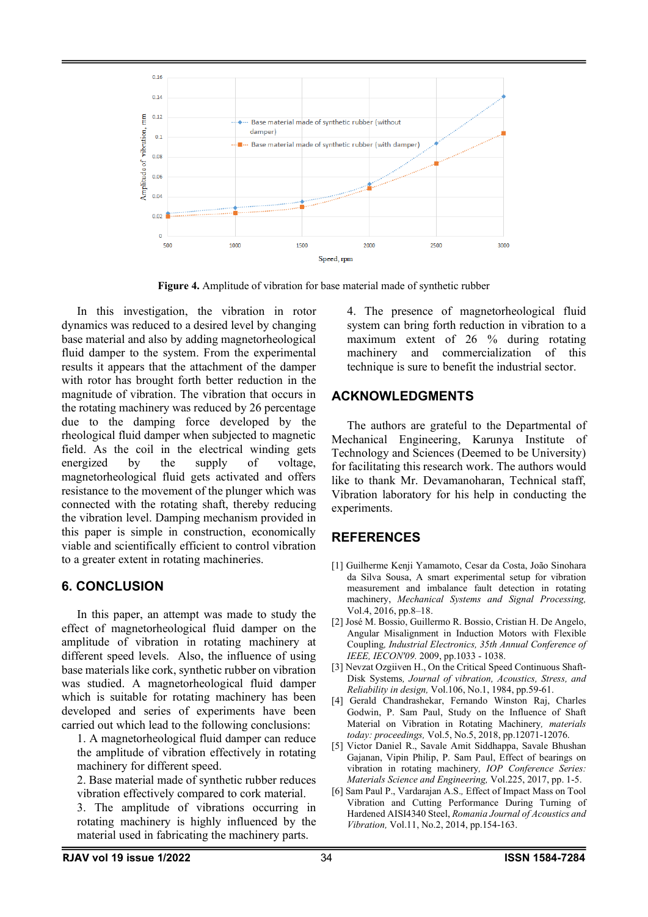**Figure 4.** Amplitude of vibration for base material made of synthetic rubber

In this investigation, the vibration in rotor dynamics was reduced to a desired level by changing base material and also by adding magnetorheological fluid damper to the system. From the experimental results it appears that the attachment of the damper with rotor has brought forth better reduction in the magnitude of vibration. The vibration that occurs in the rotating machinery was reduced by 26 percentage due to the damping force developed by the rheological fluid damper when subjected to magnetic field. As the coil in the electrical winding gets energized by the supply of voltage, magnetorheological fluid gets activated and offers resistance to the movement of the plunger which was connected with the rotating shaft, thereby reducing the vibration level. Damping mechanism provided in this paper is simple in construction, economically viable and scientifically efficient to control vibration to a greater extent in rotating machineries.

## 6. CONCLUSION

In this paper, an attempt was made to study the effect of magnetorheological fluid damper on the amplitude of vibration in rotating machinery at different speed levels. Also, the influence of using base materials like cork, synthetic rubber on vibration was studied. A magnetorheological fluid damper which is suitable for rotating machinery has been developed and series of experiments have been carried out which lead to the following conclusions:

1. A magnetorheological fluid damper can reduce the amplitude of vibration effectively in rotating machinery for different speed.
2. Base material made of synthetic rubber reduces vibration effectively compared to cork material.
3. The amplitude of vibrations occurring in rotating machinery is highly influenced by the material used in fabricating the machinery parts.
4. The presence of magnetorheological fluid system can bring forth reduction in vibration to a maximum extent of 26 % during rotating machinery and commercialization of this technique is sure to benefit the industrial sector.

## ACKNOWLEDGMENTS

The authors are grateful to the Departmental of Mechanical Engineering, Karunya Institute of Technology and Sciences (Deemed to be University) for facilitating this research work. The authors would like to thank Mr. Devamanoharan, Technical staff, Vibration laboratory for his help in conducting the experiments.

## REFERENCES

[1] Guilherme Kenji Yamamoto, Cesar da Costa, João Sinohara da Silva Sousa, A smart experimental setup for vibration measurement and imbalance fault detection in rotating machinery, *Mechanical Systems and Signal Processing,* Vol.4, 2016, pp.8–18.

[2] José M. Bossio, Guillermo R. Bossio, Cristian H. De Angelo, Angular Misalignment in Induction Motors with Flexible Coupling, *Industrial Electronics, 35th Annual Conference of IEEE, IECON'09.* 2009, pp.1033 - 1038.

[3] Nevzat Ozgiiven H., On the Critical Speed Continuous Shaft-Disk Systems, *Journal of vibration, Acoustics, Stress, and Reliability in design,* Vol.106, No.1, 1984, pp.59-61.

[4] Gerald Chandrashekar, Fernando Winston Raj, Charles Godwin, P. Sam Paul, Study on the Influence of Shaft Material on Vibration in Rotating Machinery, *materials today: proceedings,* Vol.5, No.5, 2018, pp.12071-12076.

[5] Victor Daniel R., Savale Amit Siddhappa, Savale Bhushan Gajanan, Vipin Philip, P. Sam Paul, Effect of bearings on vibration in rotating machinery, *IOP Conference Series: Materials Science and Engineering,* Vol.225, 2017, pp. 1-5.

[6] Sam Paul P., Vardarajan A.S., Effect of Impact Mass on Tool Vibration and Cutting Performance During Turning of Hardened AISI4340 Steel, *Romania Journal of Acoustics and Vibration,* Vol.11, No.2, 2014, pp.154-163.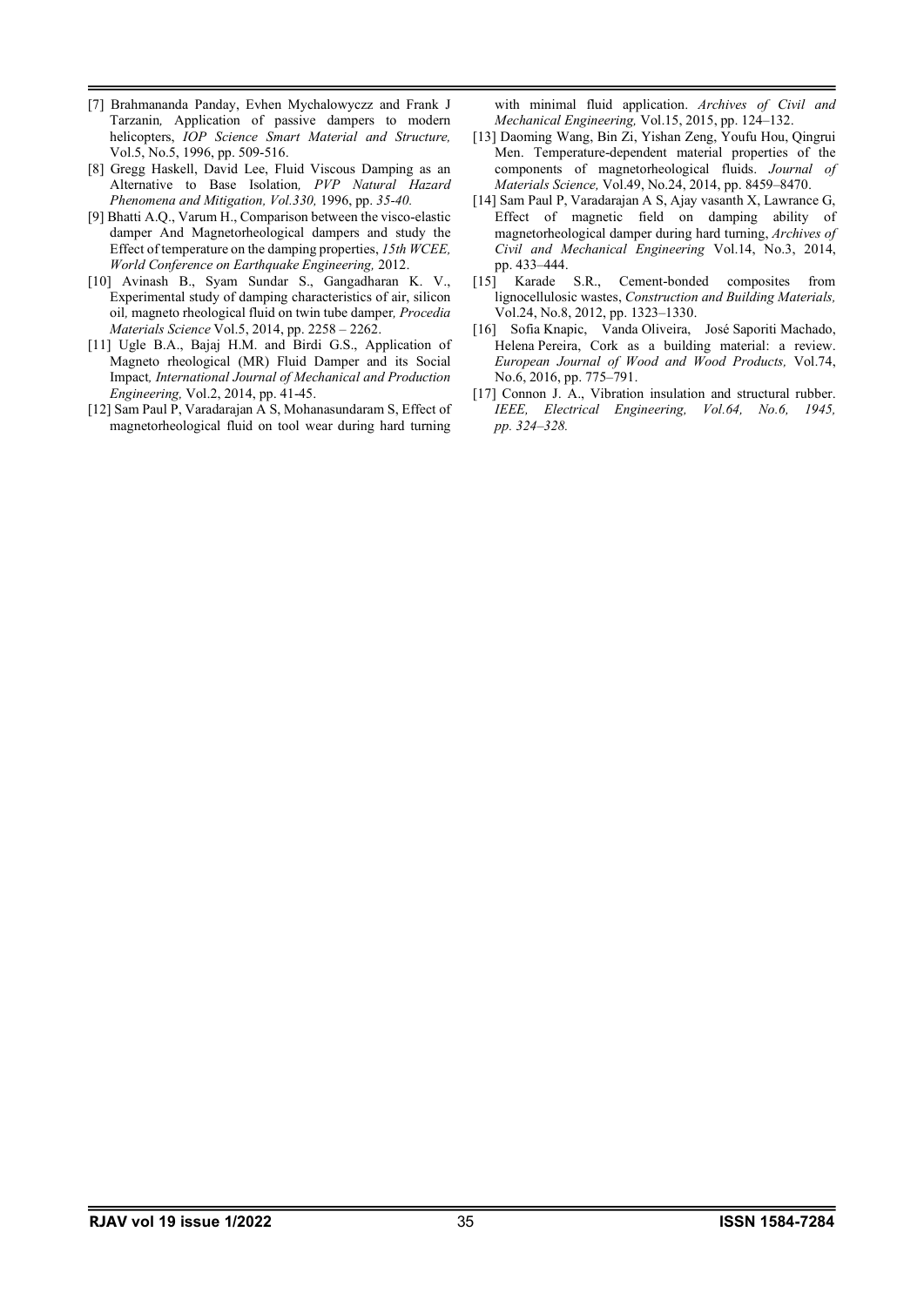[7] Brahmananda Panday, Evhen Mychalowyczz and Frank J Tarzanin, Application of passive dampers to modern helicopters, *IOP Science Smart Material and Structure,* Vol.5, No.5, 1996, pp. 509-516.

[8] Gregg Haskell, David Lee, Fluid Viscous Damping as an Alternative to Base Isolation, *PVP Natural Hazard Phenomena and Mitigation, Vol.330,* 1996, pp. *35-40.*

[9] Bhatti A.Q., Varum H., Comparison between the visco-elastic damper And Magnetorheological dampers and study the Effect of temperature on the damping properties, *15th WCEE, World Conference on Earthquake Engineering,* 2012.

[10] Avinash B., Syam Sundar S., Gangadharan K. V., Experimental study of damping characteristics of air, silicon oil, magneto rheological fluid on twin tube damper, *Procedia Materials Science* Vol.5, 2014, pp. 2258 – 2262.

[11] Ugle B.A., Bajaj H.M. and Birdi G.S., Application of Magneto rheological (MR) Fluid Damper and its Social Impact, *International Journal of Mechanical and Production Engineering,* Vol.2, 2014, pp. 41-45.

[12] Sam Paul P, Varadarajan A S, Mohanasundaram S, Effect of magnetorheological fluid on tool wear during hard turning with minimal fluid application. *Archives of Civil and Mechanical Engineering,* Vol.15, 2015, pp. 124–132.

[13] Daoming Wang, Bin Zi, Yishan Zeng, Youfu Hou, Qingrui Men. Temperature-dependent material properties of the components of magnetorheological fluids. *Journal of Materials Science,* Vol.49, No.24, 2014, pp. 8459–8470.

[14] Sam Paul P, Varadarajan A S, Ajay vasanth X, Lawrance G, Effect of magnetic field on damping ability of magnetorheological damper during hard turning, *Archives of Civil and Mechanical Engineering* Vol.14, No.3, 2014, pp. 433–444.

[15] Karade S.R., Cement-bonded composites from lignocellulosic wastes, *Construction and Building Materials,* Vol.24, No.8, 2012, pp. 1323–1330.

[16] Sofia Knapic, Vanda Oliveira, José Saporiti Machado, Helena Pereira, Cork as a building material: a review. *European Journal of Wood and Wood Products,* Vol.74, No.6, 2016, pp. 775–791.

[17] Connon J. A., Vibration insulation and structural rubber. *IEEE, Electrical Engineering, Vol.64, No.6, 1945, pp. 324–328.*